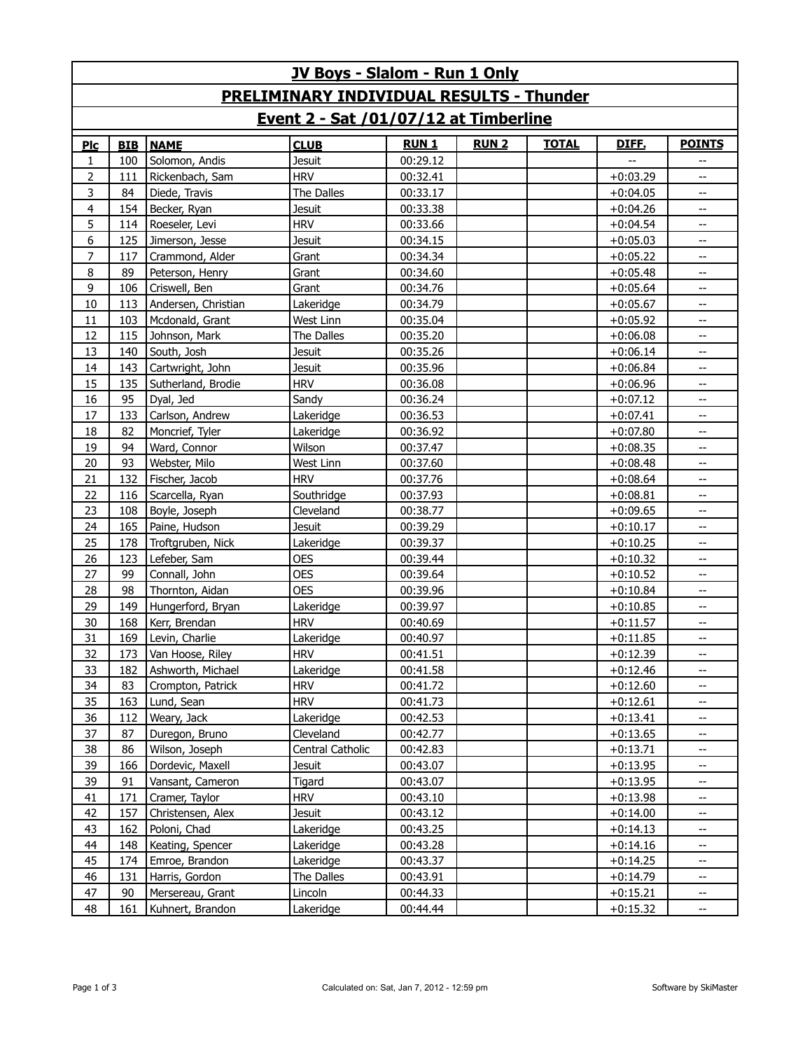# JV Boys - Slalom - Run 1 Only

## PRELIMINARY INDIVIDUAL RESULTS - Thunder

## Event 2 - Sat /01/07/12 at Timberline

| Plc | BIB | NAME | CLUB | RUN 1 | RUN 2 | TOTAL | DIFF. | POINTS |
|---|---|---|---|---|---|---|---|---|
| 1 | 100 | Solomon, Andis | Jesuit | 00:29.12 | | | -- | -- |
| 2 | 111 | Rickenbach, Sam | HRV | 00:32.41 | | | +0:03.29 | -- |
| 3 | 84 | Diede, Travis | The Dalles | 00:33.17 | | | +0:04.05 | -- |
| 4 | 154 | Becker, Ryan | Jesuit | 00:33.38 | | | +0:04.26 | -- |
| 5 | 114 | Roeseler, Levi | HRV | 00:33.66 | | | +0:04.54 | -- |
| 6 | 125 | Jimerson, Jesse | Jesuit | 00:34.15 | | | +0:05.03 | -- |
| 7 | 117 | Crammond, Alder | Grant | 00:34.34 | | | +0:05.22 | -- |
| 8 | 89 | Peterson, Henry | Grant | 00:34.60 | | | +0:05.48 | -- |
| 9 | 106 | Criswell, Ben | Grant | 00:34.76 | | | +0:05.64 | -- |
| 10 | 113 | Andersen, Christian | Lakeridge | 00:34.79 | | | +0:05.67 | -- |
| 11 | 103 | Mcdonald, Grant | West Linn | 00:35.04 | | | +0:05.92 | -- |
| 12 | 115 | Johnson, Mark | The Dalles | 00:35.20 | | | +0:06.08 | -- |
| 13 | 140 | South, Josh | Jesuit | 00:35.26 | | | +0:06.14 | -- |
| 14 | 143 | Cartwright, John | Jesuit | 00:35.96 | | | +0:06.84 | -- |
| 15 | 135 | Sutherland, Brodie | HRV | 00:36.08 | | | +0:06.96 | -- |
| 16 | 95 | Dyal, Jed | Sandy | 00:36.24 | | | +0:07.12 | -- |
| 17 | 133 | Carlson, Andrew | Lakeridge | 00:36.53 | | | +0:07.41 | -- |
| 18 | 82 | Moncrief, Tyler | Lakeridge | 00:36.92 | | | +0:07.80 | -- |
| 19 | 94 | Ward, Connor | Wilson | 00:37.47 | | | +0:08.35 | -- |
| 20 | 93 | Webster, Milo | West Linn | 00:37.60 | | | +0:08.48 | -- |
| 21 | 132 | Fischer, Jacob | HRV | 00:37.76 | | | +0:08.64 | -- |
| 22 | 116 | Scarcella, Ryan | Southridge | 00:37.93 | | | +0:08.81 | -- |
| 23 | 108 | Boyle, Joseph | Cleveland | 00:38.77 | | | +0:09.65 | -- |
| 24 | 165 | Paine, Hudson | Jesuit | 00:39.29 | | | +0:10.17 | -- |
| 25 | 178 | Troftgruben, Nick | Lakeridge | 00:39.37 | | | +0:10.25 | -- |
| 26 | 123 | Lefeber, Sam | OES | 00:39.44 | | | +0:10.32 | -- |
| 27 | 99 | Connall, John | OES | 00:39.64 | | | +0:10.52 | -- |
| 28 | 98 | Thornton, Aidan | OES | 00:39.96 | | | +0:10.84 | -- |
| 29 | 149 | Hungerford, Bryan | Lakeridge | 00:39.97 | | | +0:10.85 | -- |
| 30 | 168 | Kerr, Brendan | HRV | 00:40.69 | | | +0:11.57 | -- |
| 31 | 169 | Levin, Charlie | Lakeridge | 00:40.97 | | | +0:11.85 | -- |
| 32 | 173 | Van Hoose, Riley | HRV | 00:41.51 | | | +0:12.39 | -- |
| 33 | 182 | Ashworth, Michael | Lakeridge | 00:41.58 | | | +0:12.46 | -- |
| 34 | 83 | Crompton, Patrick | HRV | 00:41.72 | | | +0:12.60 | -- |
| 35 | 163 | Lund, Sean | HRV | 00:41.73 | | | +0:12.61 | -- |
| 36 | 112 | Weary, Jack | Lakeridge | 00:42.53 | | | +0:13.41 | -- |
| 37 | 87 | Duregon, Bruno | Cleveland | 00:42.77 | | | +0:13.65 | -- |
| 38 | 86 | Wilson, Joseph | Central Catholic | 00:42.83 | | | +0:13.71 | -- |
| 39 | 166 | Dordevic, Maxell | Jesuit | 00:43.07 | | | +0:13.95 | -- |
| 39 | 91 | Vansant, Cameron | Tigard | 00:43.07 | | | +0:13.95 | -- |
| 41 | 171 | Cramer, Taylor | HRV | 00:43.10 | | | +0:13.98 | -- |
| 42 | 157 | Christensen, Alex | Jesuit | 00:43.12 | | | +0:14.00 | -- |
| 43 | 162 | Poloni, Chad | Lakeridge | 00:43.25 | | | +0:14.13 | -- |
| 44 | 148 | Keating, Spencer | Lakeridge | 00:43.28 | | | +0:14.16 | -- |
| 45 | 174 | Emroe, Brandon | Lakeridge | 00:43.37 | | | +0:14.25 | -- |
| 46 | 131 | Harris, Gordon | The Dalles | 00:43.91 | | | +0:14.79 | -- |
| 47 | 90 | Mersereau, Grant | Lincoln | 00:44.33 | | | +0:15.21 | -- |
| 48 | 161 | Kuhnert, Brandon | Lakeridge | 00:44.44 | | | +0:15.32 | -- |

Calculated on: Sat, Jan 7, 2012 - 12:59 pm

Software by SkiMaster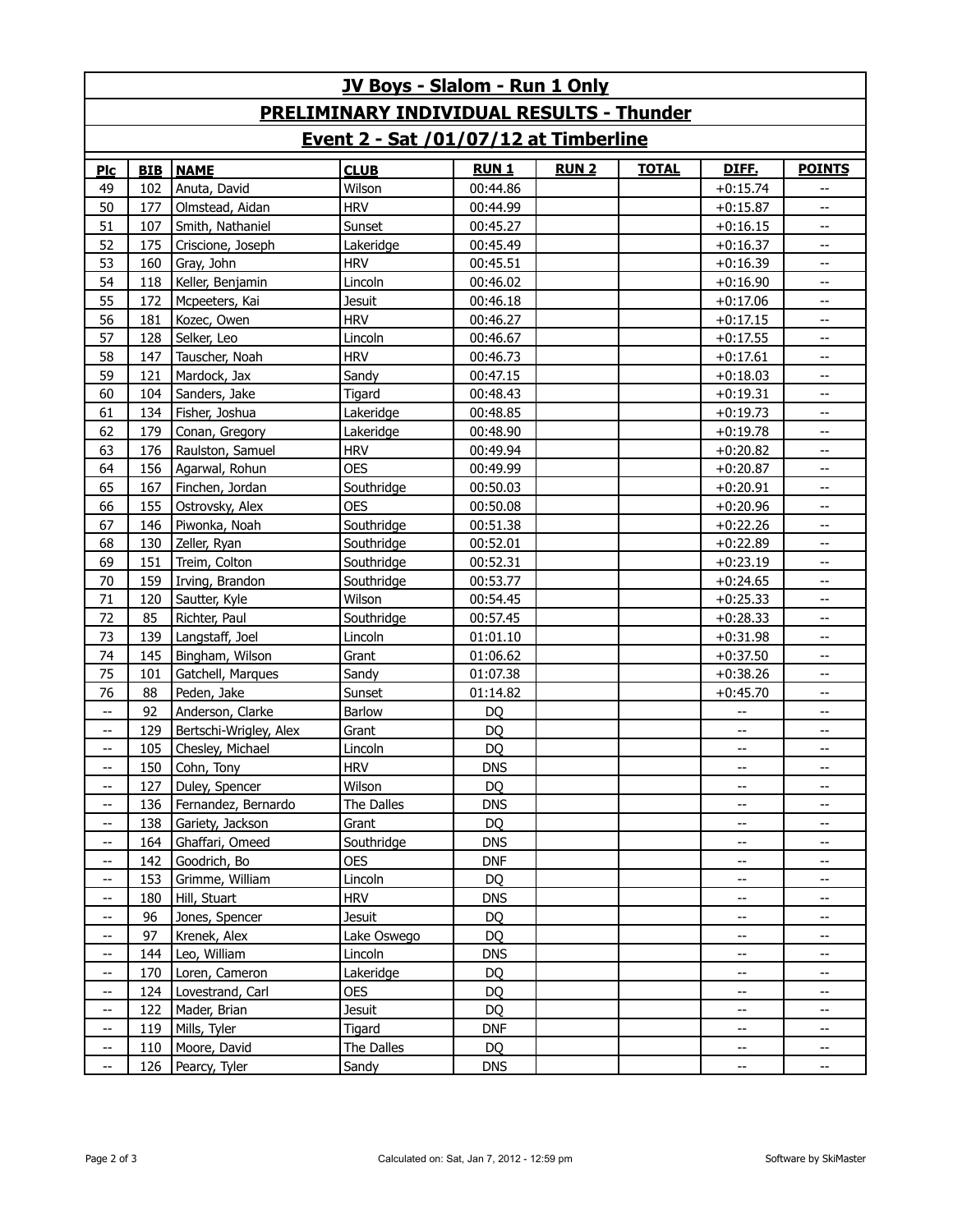# JV Boys - Slalom - Run 1 Only

## PRELIMINARY INDIVIDUAL RESULTS - Thunder

## Event 2 - Sat /01/07/12 at Timberline

| Plc | BIB | NAME | CLUB | RUN 1 | RUN 2 | TOTAL | DIFF. | POINTS |
|---|---|---|---|---|---|---|---|---|
| 49 | 102 | Anuta, David | Wilson | 00:44.86 | | | +0:15.74 | -- |
| 50 | 177 | Olmstead, Aidan | HRV | 00:44.99 | | | +0:15.87 | -- |
| 51 | 107 | Smith, Nathaniel | Sunset | 00:45.27 | | | +0:16.15 | -- |
| 52 | 175 | Criscione, Joseph | Lakeridge | 00:45.49 | | | +0:16.37 | -- |
| 53 | 160 | Gray, John | HRV | 00:45.51 | | | +0:16.39 | -- |
| 54 | 118 | Keller, Benjamin | Lincoln | 00:46.02 | | | +0:16.90 | -- |
| 55 | 172 | Mcpeeters, Kai | Jesuit | 00:46.18 | | | +0:17.06 | -- |
| 56 | 181 | Kozec, Owen | HRV | 00:46.27 | | | +0:17.15 | -- |
| 57 | 128 | Selker, Leo | Lincoln | 00:46.67 | | | +0:17.55 | -- |
| 58 | 147 | Tauscher, Noah | HRV | 00:46.73 | | | +0:17.61 | -- |
| 59 | 121 | Mardock, Jax | Sandy | 00:47.15 | | | +0:18.03 | -- |
| 60 | 104 | Sanders, Jake | Tigard | 00:48.43 | | | +0:19.31 | -- |
| 61 | 134 | Fisher, Joshua | Lakeridge | 00:48.85 | | | +0:19.73 | -- |
| 62 | 179 | Conan, Gregory | Lakeridge | 00:48.90 | | | +0:19.78 | -- |
| 63 | 176 | Raulston, Samuel | HRV | 00:49.94 | | | +0:20.82 | -- |
| 64 | 156 | Agarwal, Rohun | OES | 00:49.99 | | | +0:20.87 | -- |
| 65 | 167 | Finchen, Jordan | Southridge | 00:50.03 | | | +0:20.91 | -- |
| 66 | 155 | Ostrovsky, Alex | OES | 00:50.08 | | | +0:20.96 | -- |
| 67 | 146 | Piwonka, Noah | Southridge | 00:51.38 | | | +0:22.26 | -- |
| 68 | 130 | Zeller, Ryan | Southridge | 00:52.01 | | | +0:22.89 | -- |
| 69 | 151 | Treim, Colton | Southridge | 00:52.31 | | | +0:23.19 | -- |
| 70 | 159 | Irving, Brandon | Southridge | 00:53.77 | | | +0:24.65 | -- |
| 71 | 120 | Sautter, Kyle | Wilson | 00:54.45 | | | +0:25.33 | -- |
| 72 | 85 | Richter, Paul | Southridge | 00:57.45 | | | +0:28.33 | -- |
| 73 | 139 | Langstaff, Joel | Lincoln | 01:01.10 | | | +0:31.98 | -- |
| 74 | 145 | Bingham, Wilson | Grant | 01:06.62 | | | +0:37.50 | -- |
| 75 | 101 | Gatchell, Marques | Sandy | 01:07.38 | | | +0:38.26 | -- |
| 76 | 88 | Peden, Jake | Sunset | 01:14.82 | | | +0:45.70 | -- |
| -- | 92 | Anderson, Clarke | Barlow | DQ | | | -- | -- |
| -- | 129 | Bertschi-Wrigley, Alex | Grant | DQ | | | -- | -- |
| -- | 105 | Chesley, Michael | Lincoln | DQ | | | -- | -- |
| -- | 150 | Cohn, Tony | HRV | DNS | | | -- | -- |
| -- | 127 | Duley, Spencer | Wilson | DQ | | | -- | -- |
| -- | 136 | Fernandez, Bernardo | The Dalles | DNS | | | -- | -- |
| -- | 138 | Gariety, Jackson | Grant | DQ | | | -- | -- |
| -- | 164 | Ghaffari, Omeed | Southridge | DNS | | | -- | -- |
| -- | 142 | Goodrich, Bo | OES | DNF | | | -- | -- |
| -- | 153 | Grimme, William | Lincoln | DQ | | | -- | -- |
| -- | 180 | Hill, Stuart | HRV | DNS | | | -- | -- |
| -- | 96 | Jones, Spencer | Jesuit | DQ | | | -- | -- |
| -- | 97 | Krenek, Alex | Lake Oswego | DQ | | | -- | -- |
| -- | 144 | Leo, William | Lincoln | DNS | | | -- | -- |
| -- | 170 | Loren, Cameron | Lakeridge | DQ | | | -- | -- |
| -- | 124 | Lovestrand, Carl | OES | DQ | | | -- | -- |
| -- | 122 | Mader, Brian | Jesuit | DQ | | | -- | -- |
| -- | 119 | Mills, Tyler | Tigard | DNF | | | -- | -- |
| -- | 110 | Moore, David | The Dalles | DQ | | | -- | -- |
| -- | 126 | Pearcy, Tyler | Sandy | DNS | | | -- | -- |

Calculated on: Sat, Jan 7, 2012 - 12:59 pm

Software by SkiMaster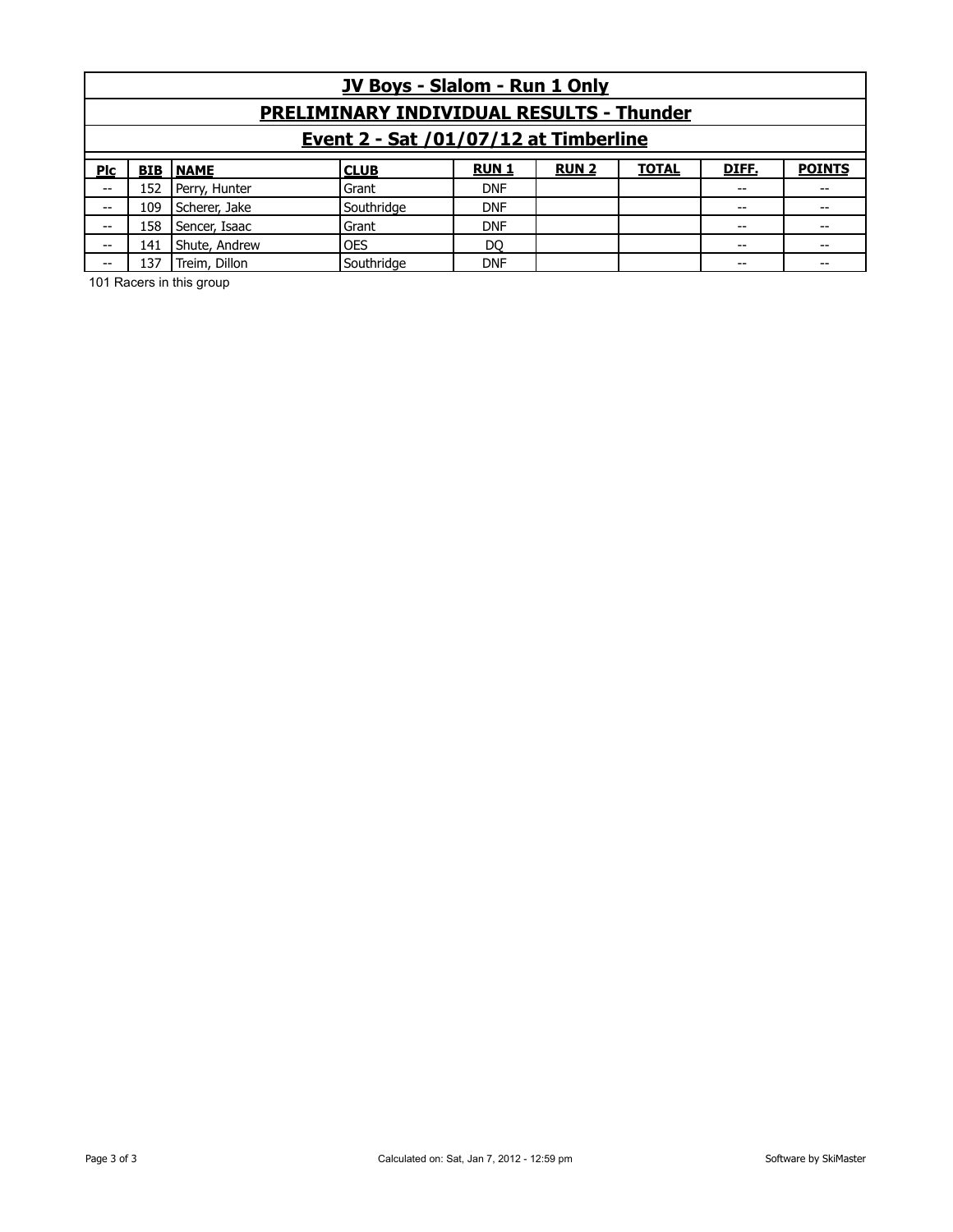## JV Boys - Slalom - Run 1 Only

## PRELIMINARY INDIVIDUAL RESULTS - Thunder

## Event 2 - Sat /01/07/12 at Timberline

| Plc | BIB | NAME | CLUB | RUN 1 | RUN 2 | TOTAL | DIFF. | POINTS |
|---|---|---|---|---|---|---|---|---|
| -- | 152 | Perry, Hunter | Grant | DNF | | | -- | -- |
| -- | 109 | Scherer, Jake | Southridge | DNF | | | -- | -- |
| -- | 158 | Sencer, Isaac | Grant | DNF | | | -- | -- |
| -- | 141 | Shute, Andrew | OES | DQ | | | -- | -- |
| -- | 137 | Treim, Dillon | Southridge | DNF | | | -- | -- |

101 Racers in this group

Calculated on: Sat, Jan 7, 2012 - 12:59 pm

Software by SkiMaster